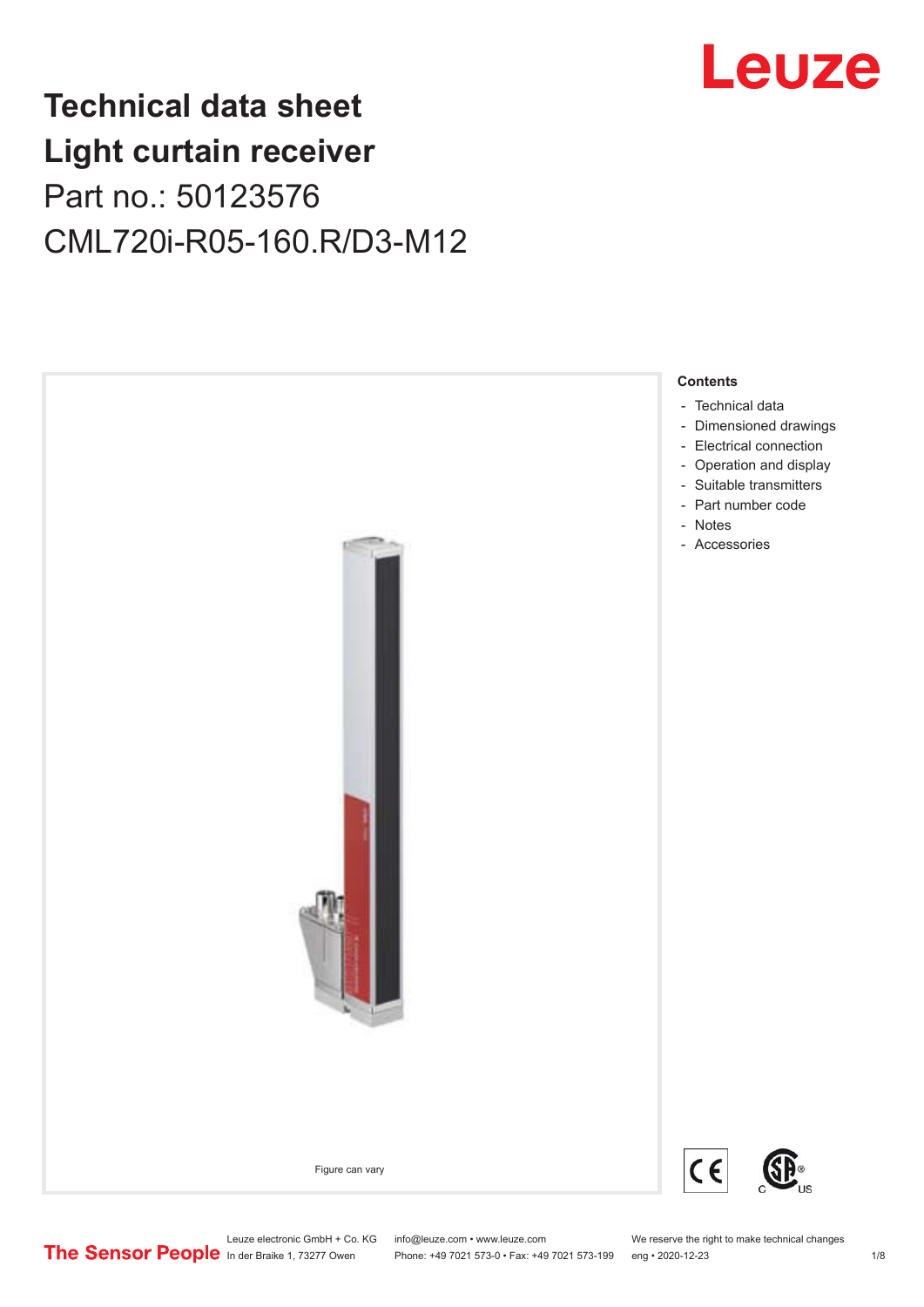# Technical data sheet Light curtain receiver

Part no.: 50123576

CML720i-R05-160.R/D3-M12

Figure can vary

**Contents**

- Technical data
- Dimensioned drawings
- Electrical connection
- Operation and display
- Suitable transmitters
- Part number code
- Notes
- Accessories

Leuze electronic GmbH + Co. KG
In der Braike 1, 73277 Owen

info@leuze.com • www.leuze.com
Phone: +49 7021 573-0 • Fax: +49 7021 573-199

We reserve the right to make technical changes
eng • 2020-12-23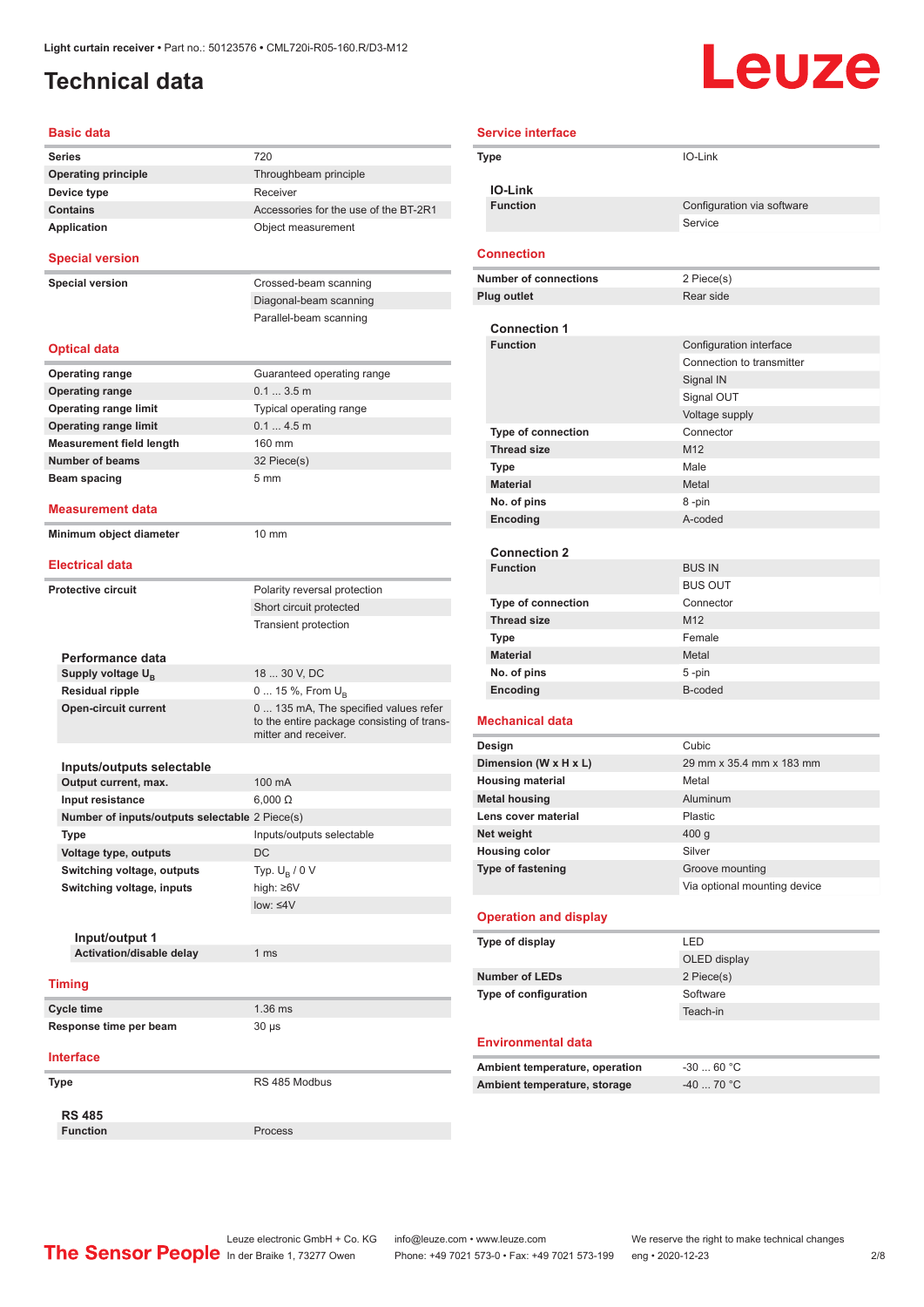Light curtain receiver • Part no.: 50123576 • CML720i-R05-160.R/D3-M12

# Technical data

## Basic data

| | |
|---|---|
| **Series** | 720 |
| **Operating principle** | Throughbeam principle |
| **Device type** | Receiver |
| **Contains** | Accessories for the use of the BT-2R1 |
| **Application** | Object measurement |

## Special version

| | |
|---|---|
| **Special version** | Crossed-beam scanning |
| | Diagonal-beam scanning |
| | Parallel-beam scanning |

## Optical data

| | |
|---|---|
| **Operating range** | Guaranteed operating range |
| **Operating range** | 0.1 ... 3.5 m |
| **Operating range limit** | Typical operating range |
| **Operating range limit** | 0.1 ... 4.5 m |
| **Measurement field length** | 160 mm |
| **Number of beams** | 32 Piece(s) |
| **Beam spacing** | 5 mm |

## Measurement data

| | |
|---|---|
| **Minimum object diameter** | 10 mm |

## Electrical data

| | |
|---|---|
| **Protective circuit** | Polarity reversal protection |
| | Short circuit protected |
| | Transient protection |

### Performance data

| | |
|---|---|
| **Supply voltage $U_B$** | 18 ... 30 V, DC |
| **Residual ripple** | 0 ... 15 %, From $U_B$ |
| **Open-circuit current** | 0 ... 135 mA, The specified values refer to the entire package consisting of transmitter and receiver. |

### Inputs/outputs selectable

| | |
|---|---|
| **Output current, max.** | 100 mA |
| **Input resistance** | 6,000 Ω |
| **Number of inputs/outputs selectable** | 2 Piece(s) |
| **Type** | Inputs/outputs selectable |
| **Voltage type, outputs** | DC |
| **Switching voltage, outputs** | Typ. $U_B$ / 0 V |
| **Switching voltage, inputs** | high: ≥6V |
| | low: ≤4V |

#### Input/output 1

| | |
|---|---|
| **Activation/disable delay** | 1 ms |

## Timing

| | |
|---|---|
| **Cycle time** | 1.36 ms |
| **Response time per beam** | 30 µs |

## Interface

| | |
|---|---|
| **Type** | RS 485 Modbus |

### RS 485

| | |
|---|---|
| **Function** | Process |

## Service interface

| | |
|---|---|
| **Type** | IO-Link |

### IO-Link

| | |
|---|---|
| **Function** | Configuration via software |
| | Service |

## Connection

| | |
|---|---|
| **Number of connections** | 2 Piece(s) |
| **Plug outlet** | Rear side |

### Connection 1

| | |
|---|---|
| **Function** | Configuration interface |
| | Connection to transmitter |
| | Signal IN |
| | Signal OUT |
| | Voltage supply |
| **Type of connection** | Connector |
| **Thread size** | M12 |
| **Type** | Male |
| **Material** | Metal |
| **No. of pins** | 8 -pin |
| **Encoding** | A-coded |

### Connection 2

| | |
|---|---|
| **Function** | BUS IN |
| | BUS OUT |
| **Type of connection** | Connector |
| **Thread size** | M12 |
| **Type** | Female |
| **Material** | Metal |
| **No. of pins** | 5 -pin |
| **Encoding** | B-coded |

## Mechanical data

| | |
|---|---|
| **Design** | Cubic |
| **Dimension (W x H x L)** | 29 mm x 35.4 mm x 183 mm |
| **Housing material** | Metal |
| **Metal housing** | Aluminum |
| **Lens cover material** | Plastic |
| **Net weight** | 400 g |
| **Housing color** | Silver |
| **Type of fastening** | Groove mounting |
| | Via optional mounting device |

## Operation and display

| | |
|---|---|
| **Type of display** | LED |
| | OLED display |
| **Number of LEDs** | 2 Piece(s) |
| **Type of configuration** | Software |
| | Teach-in |

## Environmental data

| | |
|---|---|
| **Ambient temperature, operation** | -30 ... 60 °C |
| **Ambient temperature, storage** | -40 ... 70 °C |

Leuze electronic GmbH + Co. KG, In der Braike 1, 73277 Owen • info@leuze.com • www.leuze.com • Phone: +49 7021 573-0 • Fax: +49 7021 573-199 • We reserve the right to make technical changes • eng • 2020-12-23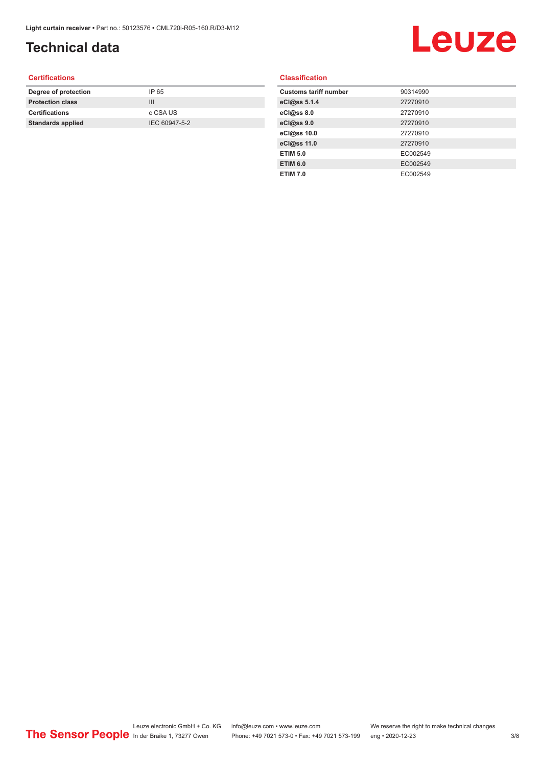# Technical data

## Certifications

| | |
|---|---|
| **Degree of protection** | IP 65 |
| **Protection class** | III |
| **Certifications** | c CSA US |
| **Standards applied** | IEC 60947-5-2 |

## Classification

| | |
|---|---|
| **Customs tariff number** | 90314990 |
| **eCl@ss 5.1.4** | 27270910 |
| **eCl@ss 8.0** | 27270910 |
| **eCl@ss 9.0** | 27270910 |
| **eCl@ss 10.0** | 27270910 |
| **eCl@ss 11.0** | 27270910 |
| **ETIM 5.0** | EC002549 |
| **ETIM 6.0** | EC002549 |
| **ETIM 7.0** | EC002549 |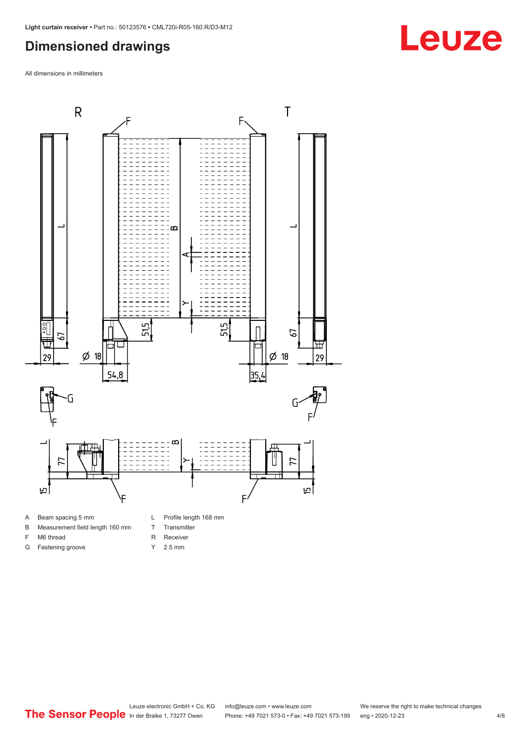## Dimensioned drawings

All dimensions in millimeters

| | | | |
|---|---|---|---|
| A | Beam spacing 5 mm | L | Profile length 168 mm |
| B | Measurement field length 160 mm | T | Transmitter |
| F | M6 thread | R | Receiver |
| G | Fastening groove | Y | 2.5 mm |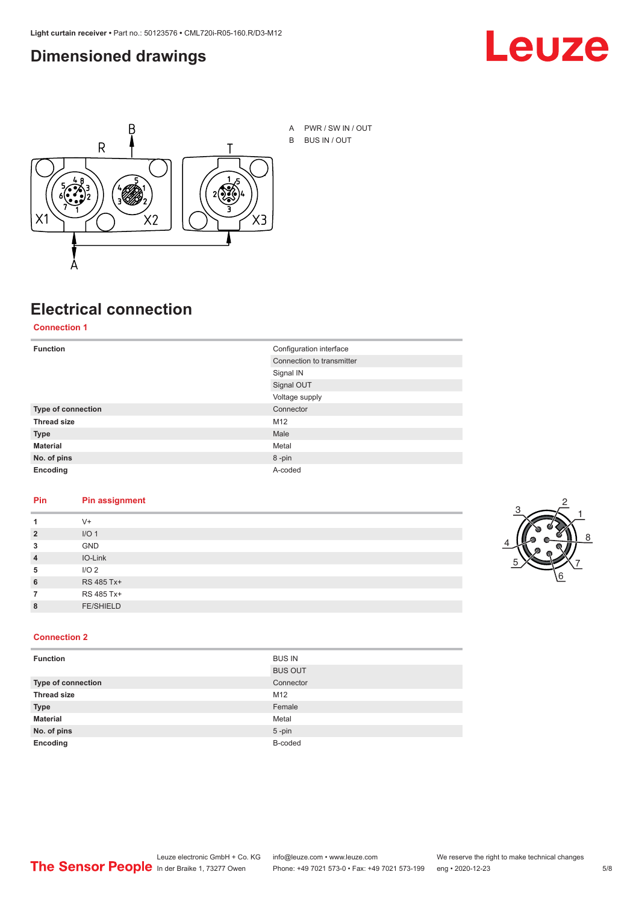## Dimensioned drawings

A PWR / SW IN / OUT
B BUS IN / OUT

## Electrical connection

### Connection 1

| | |
|---|---|
| **Function** | Configuration interface |
| | Connection to transmitter |
| | Signal IN |
| | Signal OUT |
| | Voltage supply |
| **Type of connection** | Connector |
| **Thread size** | M12 |
| **Type** | Male |
| **Material** | Metal |
| **No. of pins** | 8 -pin |
| **Encoding** | A-coded |

| Pin | Pin assignment |
|---|---|
| **1** | V+ |
| **2** | I/O 1 |
| **3** | GND |
| **4** | IO-Link |
| **5** | I/O 2 |
| **6** | RS 485 Tx+ |
| **7** | RS 485 Tx+ |
| **8** | FE/SHIELD |

### Connection 2

| | |
|---|---|
| **Function** | BUS IN |
| | BUS OUT |
| **Type of connection** | Connector |
| **Thread size** | M12 |
| **Type** | Female |
| **Material** | Metal |
| **No. of pins** | 5 -pin |
| **Encoding** | B-coded |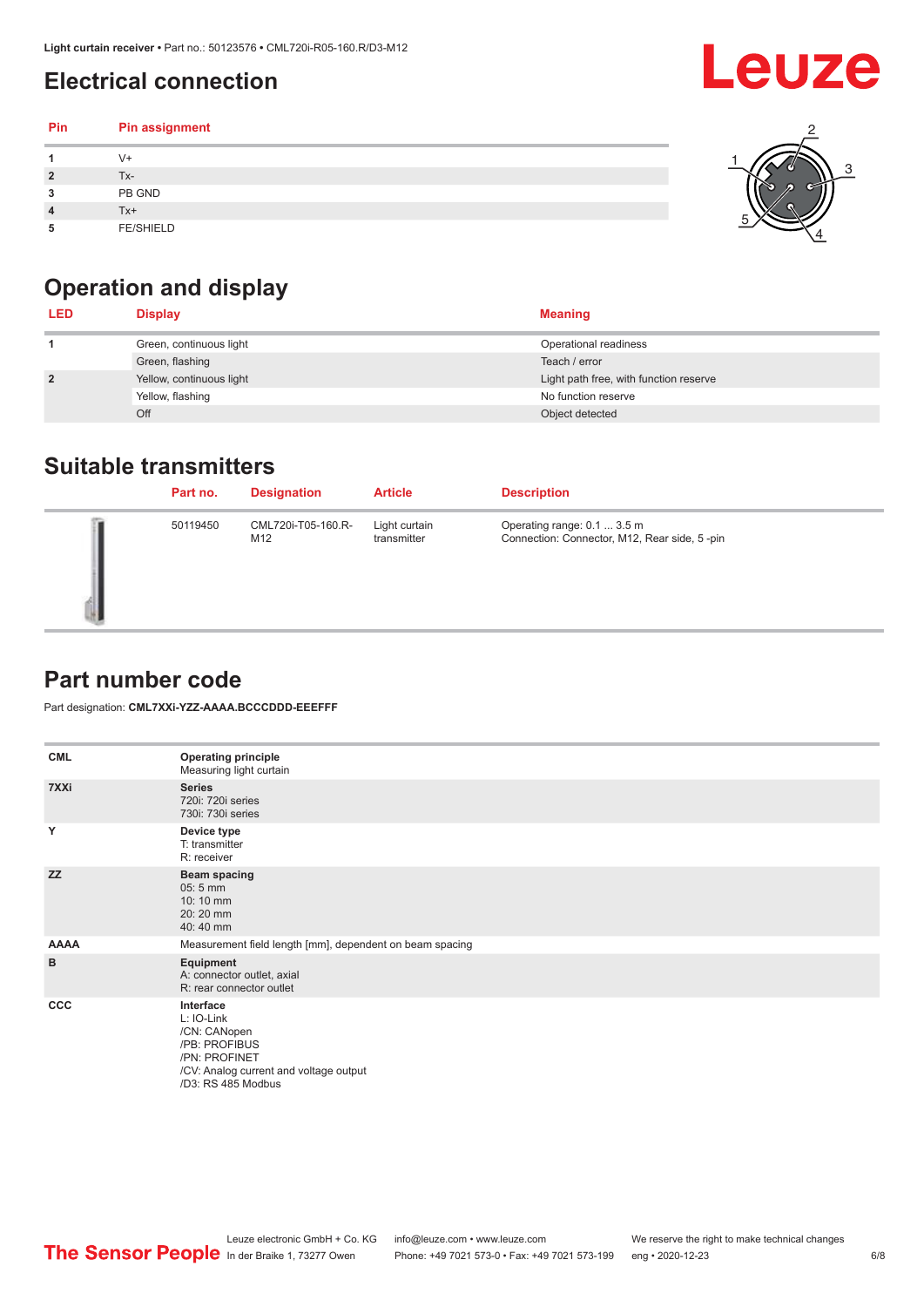## Electrical connection

| Pin | Pin assignment |
|---|---|
| 1 | V+ |
| 2 | Tx- |
| 3 | PB GND |
| 4 | Tx+ |
| 5 | FE/SHIELD |

## Operation and display

| LED | Display | Meaning |
|---|---|---|
| 1 | Green, continuous light | Operational readiness |
| | Green, flashing | Teach / error |
| 2 | Yellow, continuous light | Light path free, with function reserve |
| | Yellow, flashing | No function reserve |
| | Off | Object detected |

## Suitable transmitters

| | Part no. | Designation | Article | Description |
|---|---|---|---|---|
| | 50119450 | CML720i-T05-160.R-M12 | Light curtain transmitter | Operating range: 0.1 ... 3.5 m<br>Connection: Connector, M12, Rear side, 5 -pin |

## Part number code

Part designation: **CML7XXi-YZZ-AAAA.BCCCDDD-EEEFFF**

| | |
|---|---|
| **CML** | **Operating principle**<br>Measuring light curtain |
| **7XXi** | **Series**<br>720i: 720i series<br>730i: 730i series |
| **Y** | **Device type**<br>T: transmitter<br>R: receiver |
| **ZZ** | **Beam spacing**<br>05: 5 mm<br>10: 10 mm<br>20: 20 mm<br>40: 40 mm |
| **AAAA** | Measurement field length [mm], dependent on beam spacing |
| **B** | **Equipment**<br>A: connector outlet, axial<br>R: rear connector outlet |
| **CCC** | **Interface**<br>L: IO-Link<br>/CN: CANopen<br>/PB: PROFIBUS<br>/PN: PROFINET<br>/CV: Analog current and voltage output<br>/D3: RS 485 Modbus |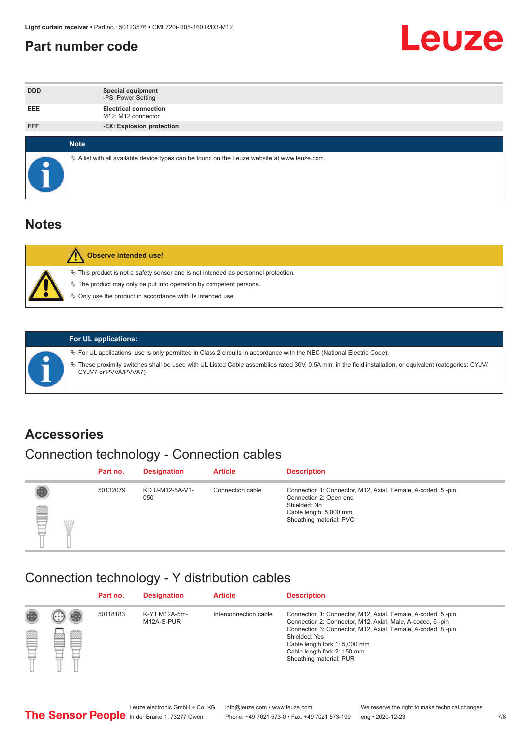## Part number code

| DDD | Special equipment<br>-PS: Power Setting |
|---|---|
| EEE | Electrical connection<br>M12: M12 connector |
| FFF | -EX: Explosion protection |

**Note**

- A list with all available device types can be found on the Leuze website at www.leuze.com.

## Notes

**Observe intended use!**

- This product is not a safety sensor and is not intended as personnel protection.
- The product may only be put into operation by competent persons.
- Only use the product in accordance with its intended use.

**For UL applications:**

- For UL applications, use is only permitted in Class 2 circuits in accordance with the NEC (National Electric Code).
- These proximity switches shall be used with UL Listed Cable assemblies rated 30V, 0.5A min, in the field installation, or equivalent (categories: CYJV/CYJV7 or PVVA/PVVA7)

## Accessories

### Connection technology - Connection cables

| Part no. | Designation | Article | Description |
|---|---|---|---|
| 50132079 | KD U-M12-5A-V1-050 | Connection cable | Connection 1: Connector, M12, Axial, Female, A-coded, 5 -pin<br>Connection 2: Open end<br>Shielded: No<br>Cable length: 5,000 mm<br>Sheathing material: PVC |

### Connection technology - Y distribution cables

| Part no. | Designation | Article | Description |
|---|---|---|---|
| 50118183 | K-Y1 M12A-5m-M12A-S-PUR | Interconnection cable | Connection 1: Connector, M12, Axial, Female, A-coded, 5 -pin<br>Connection 2: Connector, M12, Axial, Male, A-coded, 5 -pin<br>Connection 3: Connector, M12, Axial, Female, A-coded, 8 -pin<br>Shielded: Yes<br>Cable length fork 1: 5,000 mm<br>Cable length fork 2: 150 mm<br>Sheathing material: PUR |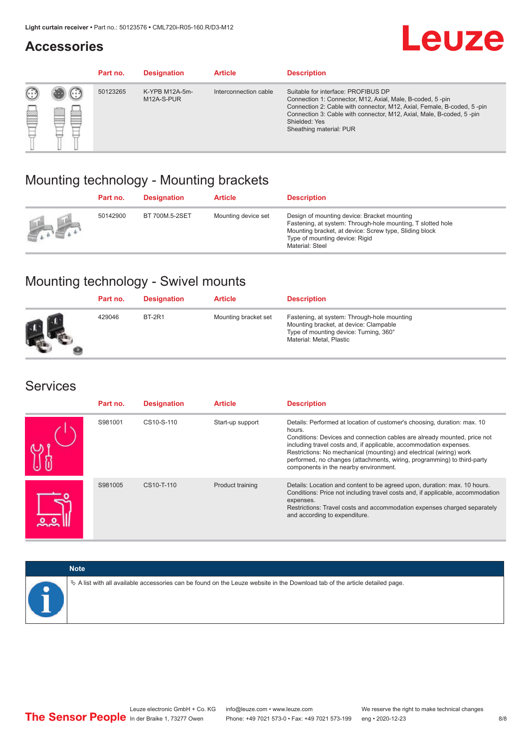## Accessories

| Part no. | Designation | Article | Description |
|---|---|---|---|
| 50123265 | K-YPB M12A-5m-M12A-S-PUR | Interconnection cable | Suitable for interface: PROFIBUS DP<br>Connection 1: Connector, M12, Axial, Male, B-coded, 5 -pin<br>Connection 2: Cable with connector, M12, Axial, Female, B-coded, 5 -pin<br>Connection 3: Cable with connector, M12, Axial, Male, B-coded, 5 -pin<br>Shielded: Yes<br>Sheathing material: PUR |

## Mounting technology - Mounting brackets

| Part no. | Designation | Article | Description |
|---|---|---|---|
| 50142900 | BT 700M.5-2SET | Mounting device set | Design of mounting device: Bracket mounting<br>Fastening, at system: Through-hole mounting, T slotted hole<br>Mounting bracket, at device: Screw type, Sliding block<br>Type of mounting device: Rigid<br>Material: Steel |

## Mounting technology - Swivel mounts

| Part no. | Designation | Article | Description |
|---|---|---|---|
| 429046 | BT-2R1 | Mounting bracket set | Fastening, at system: Through-hole mounting<br>Mounting bracket, at device: Clampable<br>Type of mounting device: Turning, 360°<br>Material: Metal, Plastic |

## Services

| Part no. | Designation | Article | Description |
|---|---|---|---|
| S981001 | CS10-S-110 | Start-up support | Details: Performed at location of customer's choosing, duration: max. 10 hours.<br>Conditions: Devices and connection cables are already mounted, price not including travel costs and, if applicable, accommodation expenses.<br>Restrictions: No mechanical (mounting) and electrical (wiring) work performed, no changes (attachments, wiring, programming) to third-party components in the nearby environment. |
| S981005 | CS10-T-110 | Product training | Details: Location and content to be agreed upon, duration: max. 10 hours.<br>Conditions: Price not including travel costs and, if applicable, accommodation expenses.<br>Restrictions: Travel costs and accommodation expenses charged separately and according to expenditure. |

**Note**

A list with all available accessories can be found on the Leuze website in the Download tab of the article detailed page.

Leuze electronic GmbH + Co. KG
In der Braike 1, 73277 Owen

info@leuze.com • www.leuze.com
Phone: +49 7021 573-0 • Fax: +49 7021 573-199

We reserve the right to make technical changes
eng • 2020-12-23